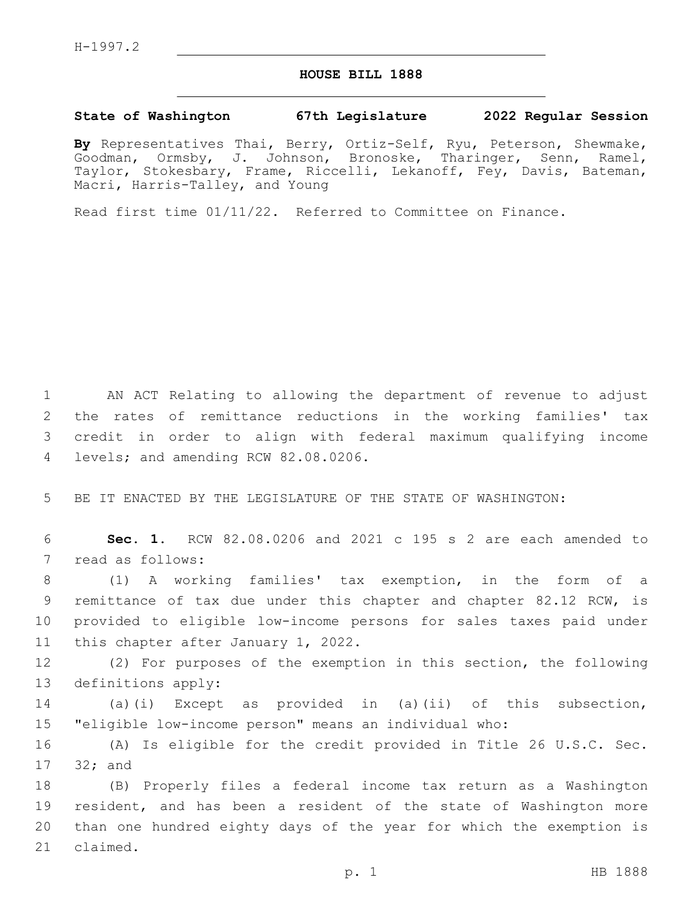H-1997.2

# HOUSE BILL 1888

**State of Washington 67th Legislature 2022 Regular Session**

**By** Representatives Thai, Berry, Ortiz-Self, Ryu, Peterson, Shewmake, Goodman, Ormsby, J. Johnson, Bronoske, Tharinger, Senn, Ramel, Taylor, Stokesbary, Frame, Riccelli, Lekanoff, Fey, Davis, Bateman, Macri, Harris-Talley, and Young

Read first time 01/11/22. Referred to Committee on Finance.

1 AN ACT Relating to allowing the department of revenue to adjust 2 the rates of remittance reductions in the working families' tax 3 credit in order to align with federal maximum qualifying income 4 levels; and amending RCW 82.08.0206.

5 BE IT ENACTED BY THE LEGISLATURE OF THE STATE OF WASHINGTON:

6 **Sec. 1.** RCW 82.08.0206 and 2021 c 195 s 2 are each amended to 7 read as follows:

8 (1) A working families' tax exemption, in the form of a 9 remittance of tax due under this chapter and chapter 82.12 RCW, is 10 provided to eligible low-income persons for sales taxes paid under 11 this chapter after January 1, 2022.

12 (2) For purposes of the exemption in this section, the following 13 definitions apply:

14 (a)(i) Except as provided in (a)(ii) of this subsection, 15 "eligible low-income person" means an individual who:

16 (A) Is eligible for the credit provided in Title 26 U.S.C. Sec. 17 32; and

18 (B) Properly files a federal income tax return as a Washington 19 resident, and has been a resident of the state of Washington more 20 than one hundred eighty days of the year for which the exemption is 21 claimed.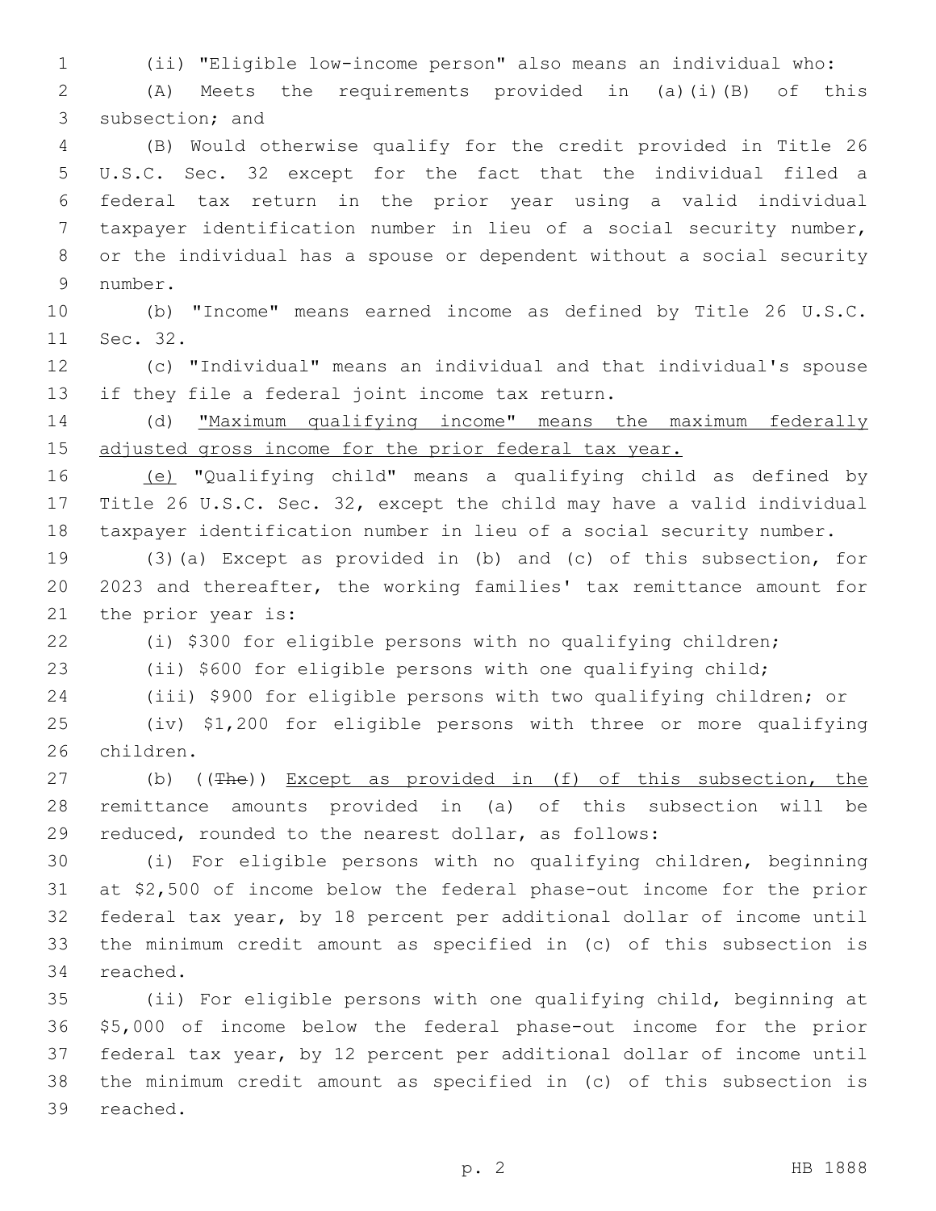(ii) "Eligible low-income person" also means an individual who:

(A) Meets the requirements provided in (a)(i)(B) of this subsection; and

(B) Would otherwise qualify for the credit provided in Title 26 U.S.C. Sec. 32 except for the fact that the individual filed a federal tax return in the prior year using a valid individual taxpayer identification number in lieu of a social security number, or the individual has a spouse or dependent without a social security number.

(b) "Income" means earned income as defined by Title 26 U.S.C. Sec. 32.

(c) "Individual" means an individual and that individual's spouse if they file a federal joint income tax return.

(d) <u>"Maximum qualifying income" means the maximum federally adjusted gross income for the prior federal tax year.</u>

<u>(e)</u> "Qualifying child" means a qualifying child as defined by Title 26 U.S.C. Sec. 32, except the child may have a valid individual taxpayer identification number in lieu of a social security number.

(3)(a) Except as provided in (b) and (c) of this subsection, for 2023 and thereafter, the working families' tax remittance amount for the prior year is:

(i) $300 for eligible persons with no qualifying children;

(ii) $600 for eligible persons with one qualifying child;

(iii) $900 for eligible persons with two qualifying children; or

(iv) $1,200 for eligible persons with three or more qualifying children.

(b) ((~~The~~)) <u>Except as provided in (f) of this subsection, the</u> remittance amounts provided in (a) of this subsection will be reduced, rounded to the nearest dollar, as follows:

(i) For eligible persons with no qualifying children, beginning at $2,500 of income below the federal phase-out income for the prior federal tax year, by 18 percent per additional dollar of income until the minimum credit amount as specified in (c) of this subsection is reached.

(ii) For eligible persons with one qualifying child, beginning at $5,000 of income below the federal phase-out income for the prior federal tax year, by 12 percent per additional dollar of income until the minimum credit amount as specified in (c) of this subsection is reached.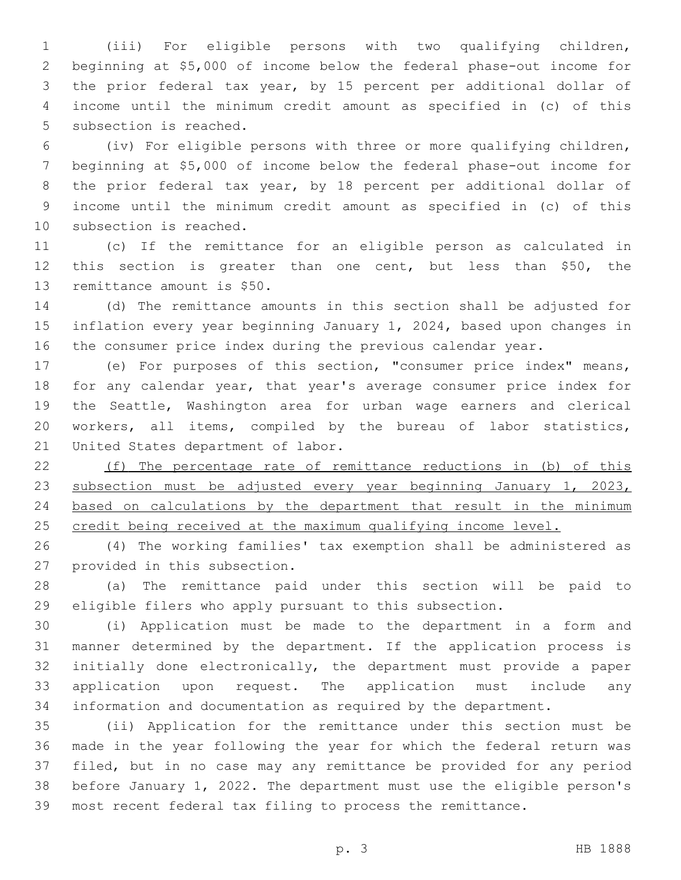(iii) For eligible persons with two qualifying children, beginning at $5,000 of income below the federal phase-out income for the prior federal tax year, by 15 percent per additional dollar of income until the minimum credit amount as specified in (c) of this subsection is reached.

(iv) For eligible persons with three or more qualifying children, beginning at $5,000 of income below the federal phase-out income for the prior federal tax year, by 18 percent per additional dollar of income until the minimum credit amount as specified in (c) of this subsection is reached.

(c) If the remittance for an eligible person as calculated in this section is greater than one cent, but less than $50, the remittance amount is $50.

(d) The remittance amounts in this section shall be adjusted for inflation every year beginning January 1, 2024, based upon changes in the consumer price index during the previous calendar year.

(e) For purposes of this section, "consumer price index" means, for any calendar year, that year's average consumer price index for the Seattle, Washington area for urban wage earners and clerical workers, all items, compiled by the bureau of labor statistics, United States department of labor.

<u>(f) The percentage rate of remittance reductions in (b) of this subsection must be adjusted every year beginning January 1, 2023, based on calculations by the department that result in the minimum credit being received at the maximum qualifying income level.</u>

(4) The working families' tax exemption shall be administered as provided in this subsection.

(a) The remittance paid under this section will be paid to eligible filers who apply pursuant to this subsection.

(i) Application must be made to the department in a form and manner determined by the department. If the application process is initially done electronically, the department must provide a paper application upon request. The application must include any information and documentation as required by the department.

(ii) Application for the remittance under this section must be made in the year following the year for which the federal return was filed, but in no case may any remittance be provided for any period before January 1, 2022. The department must use the eligible person's most recent federal tax filing to process the remittance.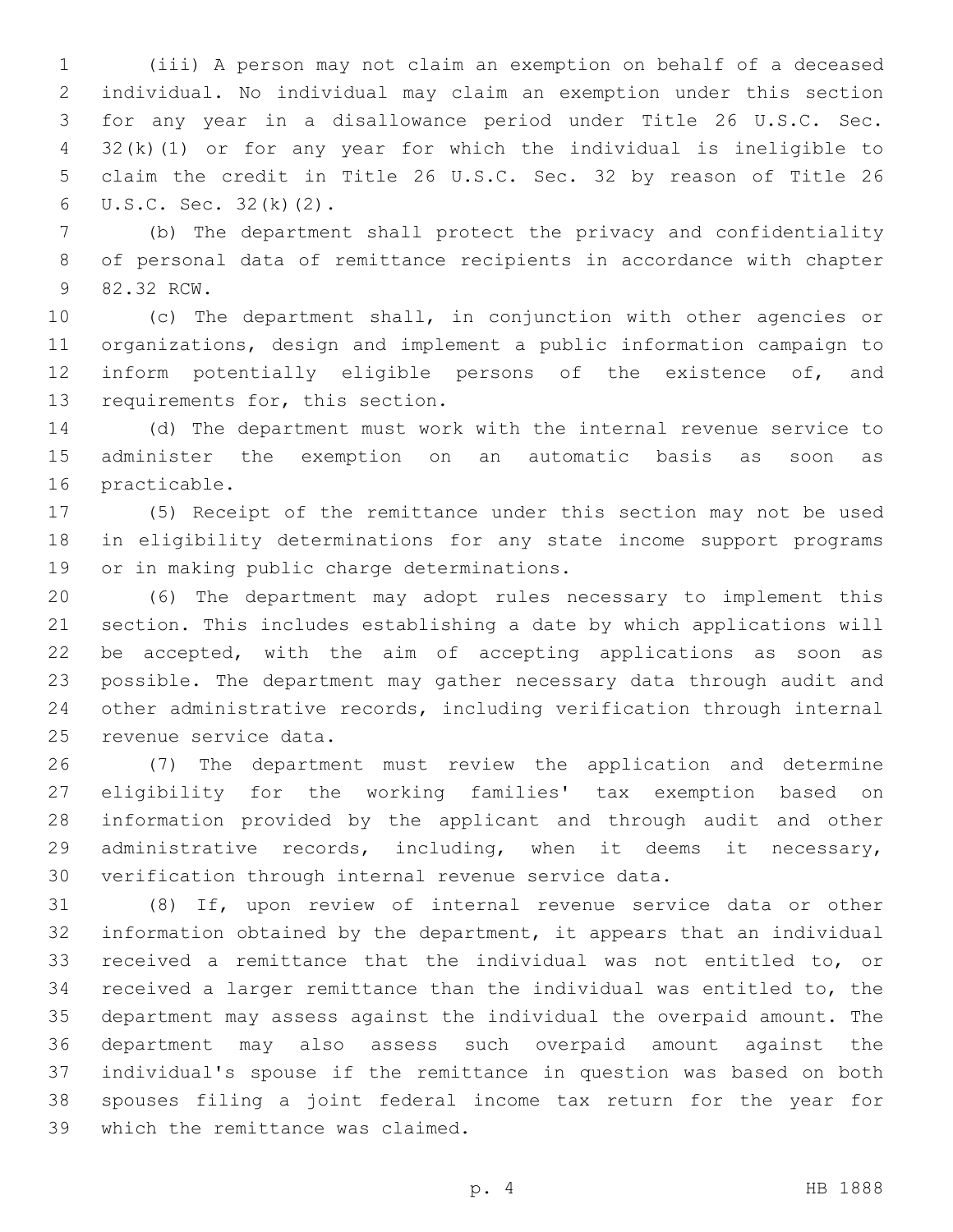(iii) A person may not claim an exemption on behalf of a deceased individual. No individual may claim an exemption under this section for any year in a disallowance period under Title 26 U.S.C. Sec. 32(k)(1) or for any year for which the individual is ineligible to claim the credit in Title 26 U.S.C. Sec. 32 by reason of Title 26 U.S.C. Sec. 32(k)(2).

(b) The department shall protect the privacy and confidentiality of personal data of remittance recipients in accordance with chapter 82.32 RCW.

(c) The department shall, in conjunction with other agencies or organizations, design and implement a public information campaign to inform potentially eligible persons of the existence of, and requirements for, this section.

(d) The department must work with the internal revenue service to administer the exemption on an automatic basis as soon as practicable.

(5) Receipt of the remittance under this section may not be used in eligibility determinations for any state income support programs or in making public charge determinations.

(6) The department may adopt rules necessary to implement this section. This includes establishing a date by which applications will be accepted, with the aim of accepting applications as soon as possible. The department may gather necessary data through audit and other administrative records, including verification through internal revenue service data.

(7) The department must review the application and determine eligibility for the working families' tax exemption based on information provided by the applicant and through audit and other administrative records, including, when it deems it necessary, verification through internal revenue service data.

(8) If, upon review of internal revenue service data or other information obtained by the department, it appears that an individual received a remittance that the individual was not entitled to, or received a larger remittance than the individual was entitled to, the department may assess against the individual the overpaid amount. The department may also assess such overpaid amount against the individual's spouse if the remittance in question was based on both spouses filing a joint federal income tax return for the year for which the remittance was claimed.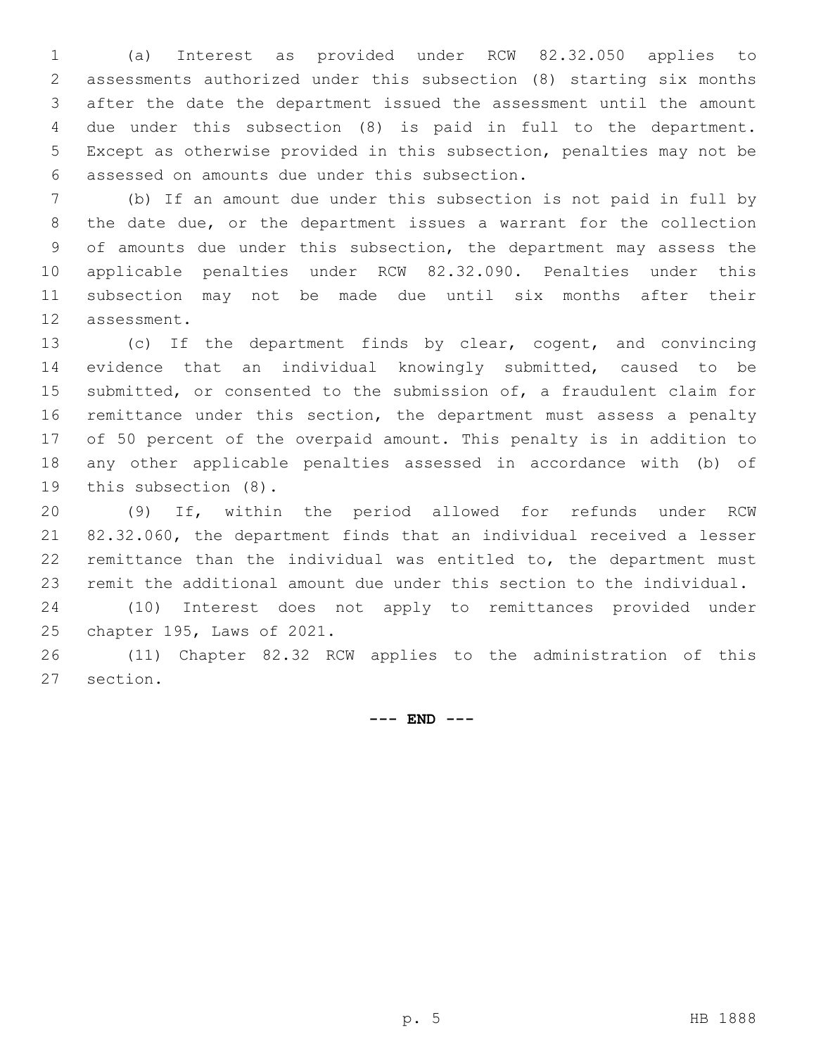(a) Interest as provided under RCW 82.32.050 applies to assessments authorized under this subsection (8) starting six months after the date the department issued the assessment until the amount due under this subsection (8) is paid in full to the department. Except as otherwise provided in this subsection, penalties may not be assessed on amounts due under this subsection.

(b) If an amount due under this subsection is not paid in full by the date due, or the department issues a warrant for the collection of amounts due under this subsection, the department may assess the applicable penalties under RCW 82.32.090. Penalties under this subsection may not be made due until six months after their assessment.

(c) If the department finds by clear, cogent, and convincing evidence that an individual knowingly submitted, caused to be submitted, or consented to the submission of, a fraudulent claim for remittance under this section, the department must assess a penalty of 50 percent of the overpaid amount. This penalty is in addition to any other applicable penalties assessed in accordance with (b) of this subsection (8).

(9) If, within the period allowed for refunds under RCW 82.32.060, the department finds that an individual received a lesser remittance than the individual was entitled to, the department must remit the additional amount due under this section to the individual.

(10) Interest does not apply to remittances provided under chapter 195, Laws of 2021.

(11) Chapter 82.32 RCW applies to the administration of this section.

**--- END ---**